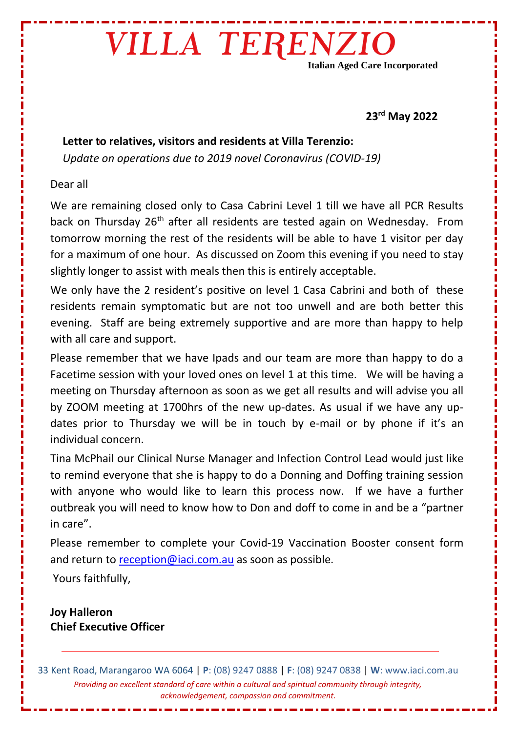# VILLA TERENZIO

**Italian Aged Care Incorporated**

**23rd May 2022**

**Letter to relatives, visitors and residents at Villa Terenzio:**
*Update on operations due to 2019 novel Coronavirus (COVID-19)*

Dear all

We are remaining closed only to Casa Cabrini Level 1 till we have all PCR Results back on Thursday 26th after all residents are tested again on Wednesday. From tomorrow morning the rest of the residents will be able to have 1 visitor per day for a maximum of one hour. As discussed on Zoom this evening if you need to stay slightly longer to assist with meals then this is entirely acceptable.

We only have the 2 resident's positive on level 1 Casa Cabrini and both of these residents remain symptomatic but are not too unwell and are both better this evening. Staff are being extremely supportive and are more than happy to help with all care and support.

Please remember that we have Ipads and our team are more than happy to do a Facetime session with your loved ones on level 1 at this time. We will be having a meeting on Thursday afternoon as soon as we get all results and will advise you all by ZOOM meeting at 1700hrs of the new up-dates. As usual if we have any up-dates prior to Thursday we will be in touch by e-mail or by phone if it's an individual concern.

Tina McPhail our Clinical Nurse Manager and Infection Control Lead would just like to remind everyone that she is happy to do a Donning and Doffing training session with anyone who would like to learn this process now. If we have a further outbreak you will need to know how to Don and doff to come in and be a "partner in care".

Please remember to complete your Covid-19 Vaccination Booster consent form and return to reception@iaci.com.au as soon as possible.

Yours faithfully,

**Joy Halleron**
**Chief Executive Officer**

33 Kent Road, Marangaroo WA 6064 | **P**: (08) 9247 0888 | **F**: (08) 9247 0838 | **W**: www.iaci.com.au

*Providing an excellent standard of care within a cultural and spiritual community through integrity, acknowledgement, compassion and commitment.*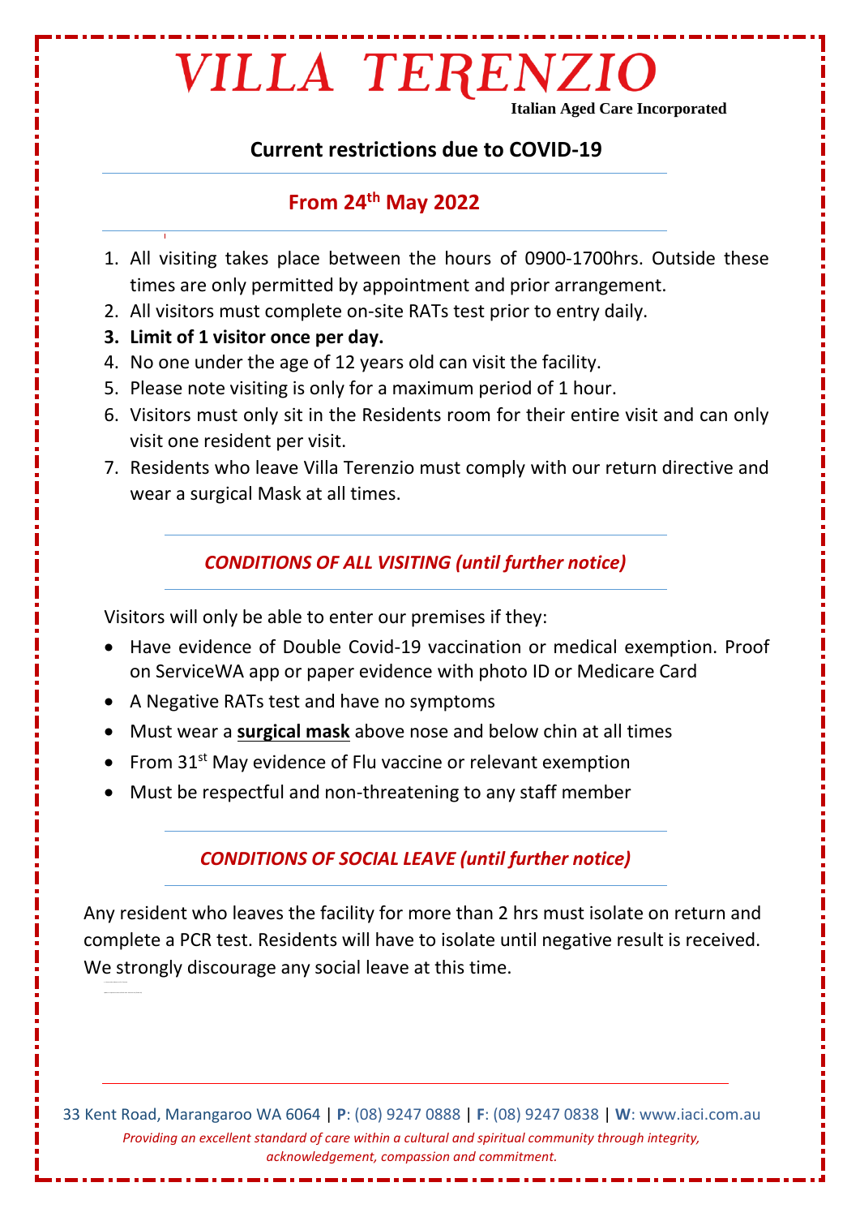# VILLA TERENZIO

**Italian Aged Care Incorporated**

## Current restrictions due to COVID-19

## From 24th May 2022

1. All visiting takes place between the hours of 0900-1700hrs. Outside these times are only permitted by appointment and prior arrangement.
2. All visitors must complete on-site RATs test prior to entry daily.
3. **Limit of 1 visitor once per day.**
4. No one under the age of 12 years old can visit the facility.
5. Please note visiting is only for a maximum period of 1 hour.
6. Visitors must only sit in the Residents room for their entire visit and can only visit one resident per visit.
7. Residents who leave Villa Terenzio must comply with our return directive and wear a surgical Mask at all times.

### *CONDITIONS OF ALL VISITING (until further notice)*

Visitors will only be able to enter our premises if they:

- Have evidence of Double Covid-19 vaccination or medical exemption. Proof on ServiceWA app or paper evidence with photo ID or Medicare Card
- A Negative RATs test and have no symptoms
- Must wear a **surgical mask** above nose and below chin at all times
- From 31st May evidence of Flu vaccine or relevant exemption
- Must be respectful and non-threatening to any staff member

### *CONDITIONS OF SOCIAL LEAVE (until further notice)*

Any resident who leaves the facility for more than 2 hrs must isolate on return and complete a PCR test. Residents will have to isolate until negative result is received. We strongly discourage any social leave at this time.

33 Kent Road, Marangaroo WA 6064 | **P**: (08) 9247 0888 | **F**: (08) 9247 0838 | **W**: www.iaci.com.au

*Providing an excellent standard of care within a cultural and spiritual community through integrity, acknowledgement, compassion and commitment.*